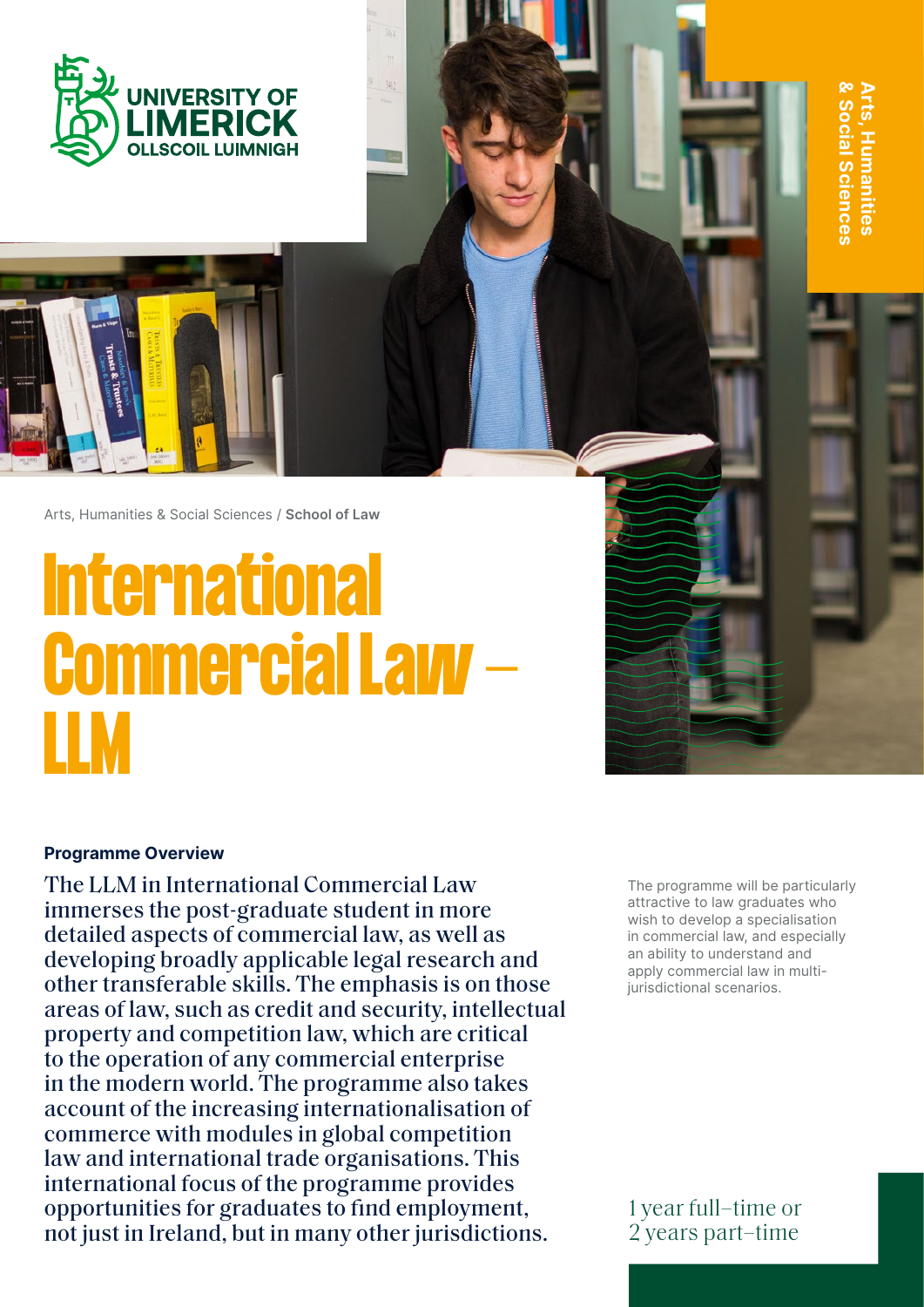UNIVERSITY OF LIMERICK
OLLSCOIL LUIMNIGH

Arts, Humanities & Social Sciences

Arts, Humanities & Social Sciences / **School of Law**

# International Commercial Law – LLM

**Programme Overview**

The LLM in International Commercial Law immerses the post-graduate student in more detailed aspects of commercial law, as well as developing broadly applicable legal research and other transferable skills. The emphasis is on those areas of law, such as credit and security, intellectual property and competition law, which are critical to the operation of any commercial enterprise in the modern world. The programme also takes account of the increasing internationalisation of commerce with modules in global competition law and international trade organisations. This international focus of the programme provides opportunities for graduates to find employment, not just in Ireland, but in many other jurisdictions.

The programme will be particularly attractive to law graduates who wish to develop a specialisation in commercial law, and especially an ability to understand and apply commercial law in multi-jurisdictional scenarios.

1 year full–time or 2 years part–time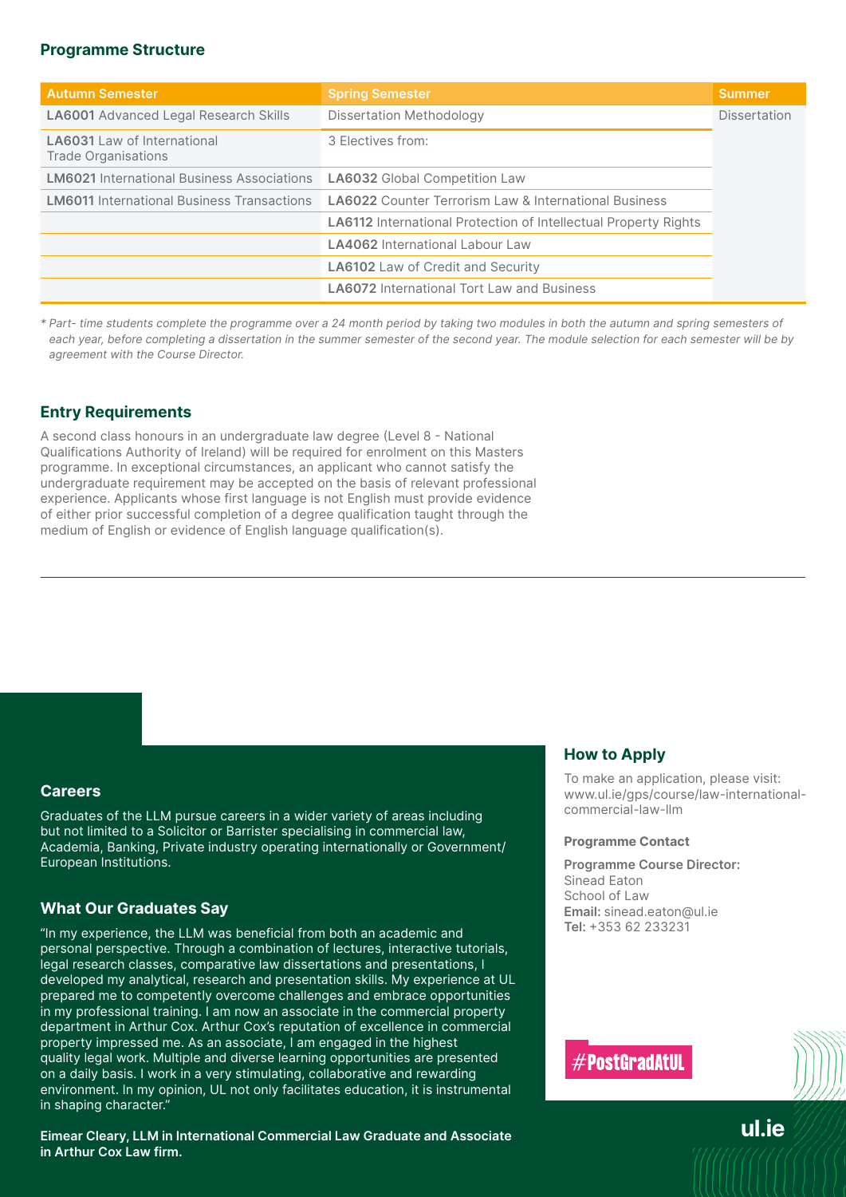## Programme Structure

| Autumn Semester | Spring Semester | Summer |
|---|---|---|
| **LA6001** Advanced Legal Research Skills | Dissertation Methodology | Dissertation |
| **LA6031** Law of International Trade Organisations | 3 Electives from: | |
| **LM6021** International Business Associations | **LA6032** Global Competition Law | |
| **LM6011** International Business Transactions | **LA6022** Counter Terrorism Law & International Business | |
| | **LA6112** International Protection of Intellectual Property Rights | |
| | **LA4062** International Labour Law | |
| | **LA6102** Law of Credit and Security | |
| | **LA6072** International Tort Law and Business | |

*\* Part- time students complete the programme over a 24 month period by taking two modules in both the autumn and spring semesters of each year, before completing a dissertation in the summer semester of the second year. The module selection for each semester will be by agreement with the Course Director.*

## Entry Requirements

A second class honours in an undergraduate law degree (Level 8 - National Qualifications Authority of Ireland) will be required for enrolment on this Masters programme. In exceptional circumstances, an applicant who cannot satisfy the undergraduate requirement may be accepted on the basis of relevant professional experience. Applicants whose first language is not English must provide evidence of either prior successful completion of a degree qualification taught through the medium of English or evidence of English language qualification(s).

## Careers

Graduates of the LLM pursue careers in a wider variety of areas including but not limited to a Solicitor or Barrister specialising in commercial law, Academia, Banking, Private industry operating internationally or Government/ European Institutions.

## What Our Graduates Say

"In my experience, the LLM was beneficial from both an academic and personal perspective. Through a combination of lectures, interactive tutorials, legal research classes, comparative law dissertations and presentations, I developed my analytical, research and presentation skills. My experience at UL prepared me to competently overcome challenges and embrace opportunities in my professional training. I am now an associate in the commercial property department in Arthur Cox. Arthur Cox's reputation of excellence in commercial property impressed me. As an associate, I am engaged in the highest quality legal work. Multiple and diverse learning opportunities are presented on a daily basis. I work in a very stimulating, collaborative and rewarding environment. In my opinion, UL not only facilitates education, it is instrumental in shaping character."

**Eimear Cleary, LLM in International Commercial Law Graduate and Associate in Arthur Cox Law firm.**

## How to Apply

To make an application, please visit: www.ul.ie/gps/course/law-international-commercial-law-llm

**Programme Contact**

**Programme Course Director:**
Sinead Eaton
School of Law
**Email:** sinead.eaton@ul.ie
**Tel:** +353 62 233231

#PostGradAtUL

ul.ie